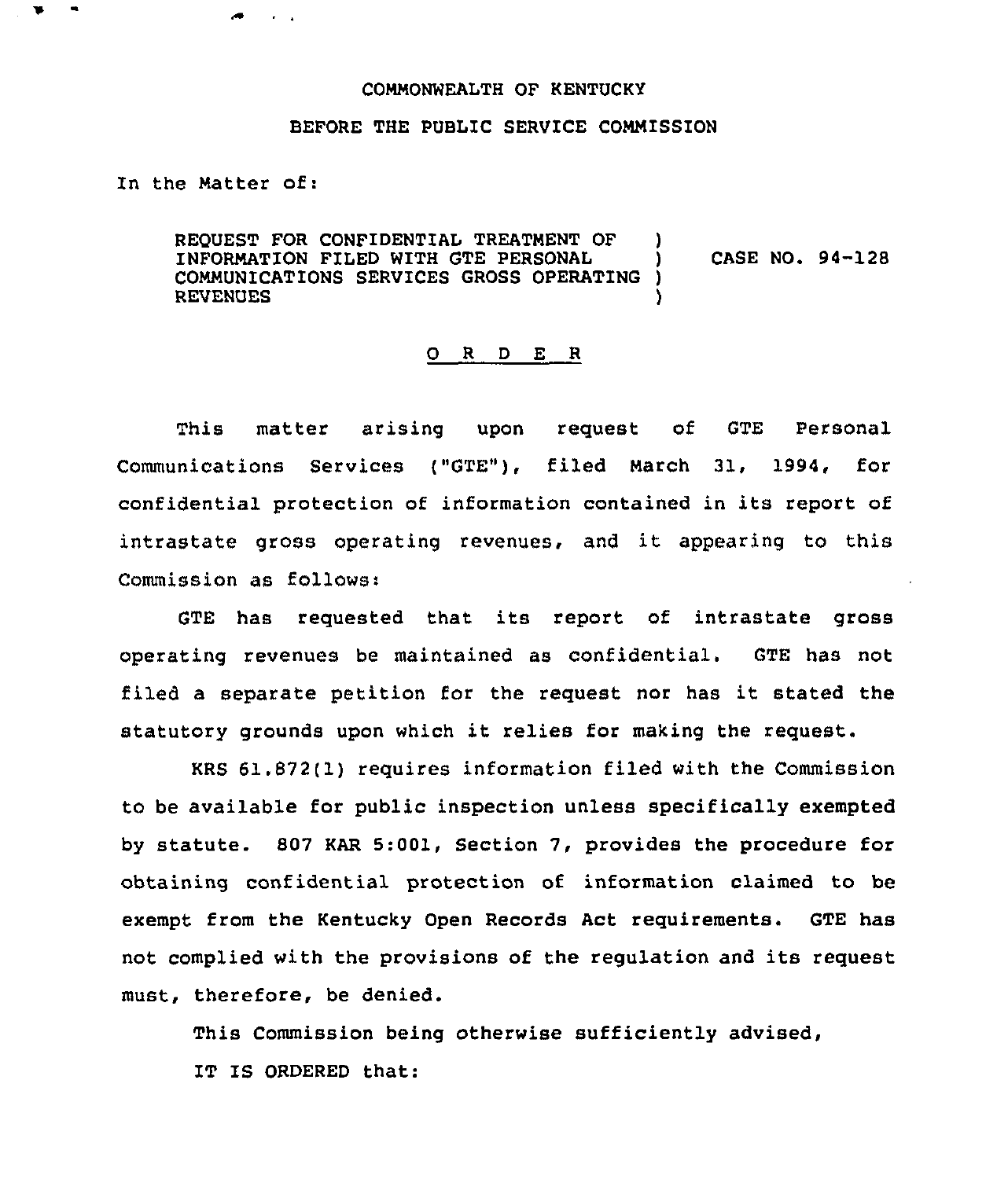COMMONWEALTH OF KENTUCKY

BEFORE THE PUBLIC SERVICE COMMISSION

In the Matter of:

| | | |
|---|---|---|
| REQUEST FOR CONFIDENTIAL TREATMENT OF INFORMATION FILED WITH GTE PERSONAL COMMUNICATIONS SERVICES GROSS OPERATING REVENUES | ) ) ) ) | CASE NO. 94-128 |

O R D E R

This matter arising upon request of GTE Personal Communications Services ("GTE"), filed March 31, 1994, for confidential protection of information contained in its report of intrastate gross operating revenues, and it appearing to this Commission as follows:

GTE has requested that its report of intrastate gross operating revenues be maintained as confidential. GTE has not filed a separate petition for the request nor has it stated the statutory grounds upon which it relies for making the request.

KRS 61.872(1) requires information filed with the Commission to be available for public inspection unless specifically exempted by statute. 807 KAR 5:001, Section 7, provides the procedure for obtaining confidential protection of information claimed to be exempt from the Kentucky Open Records Act requirements. GTE has not complied with the provisions of the regulation and its request must, therefore, be denied.

This Commission being otherwise sufficiently advised,

IT IS ORDERED that: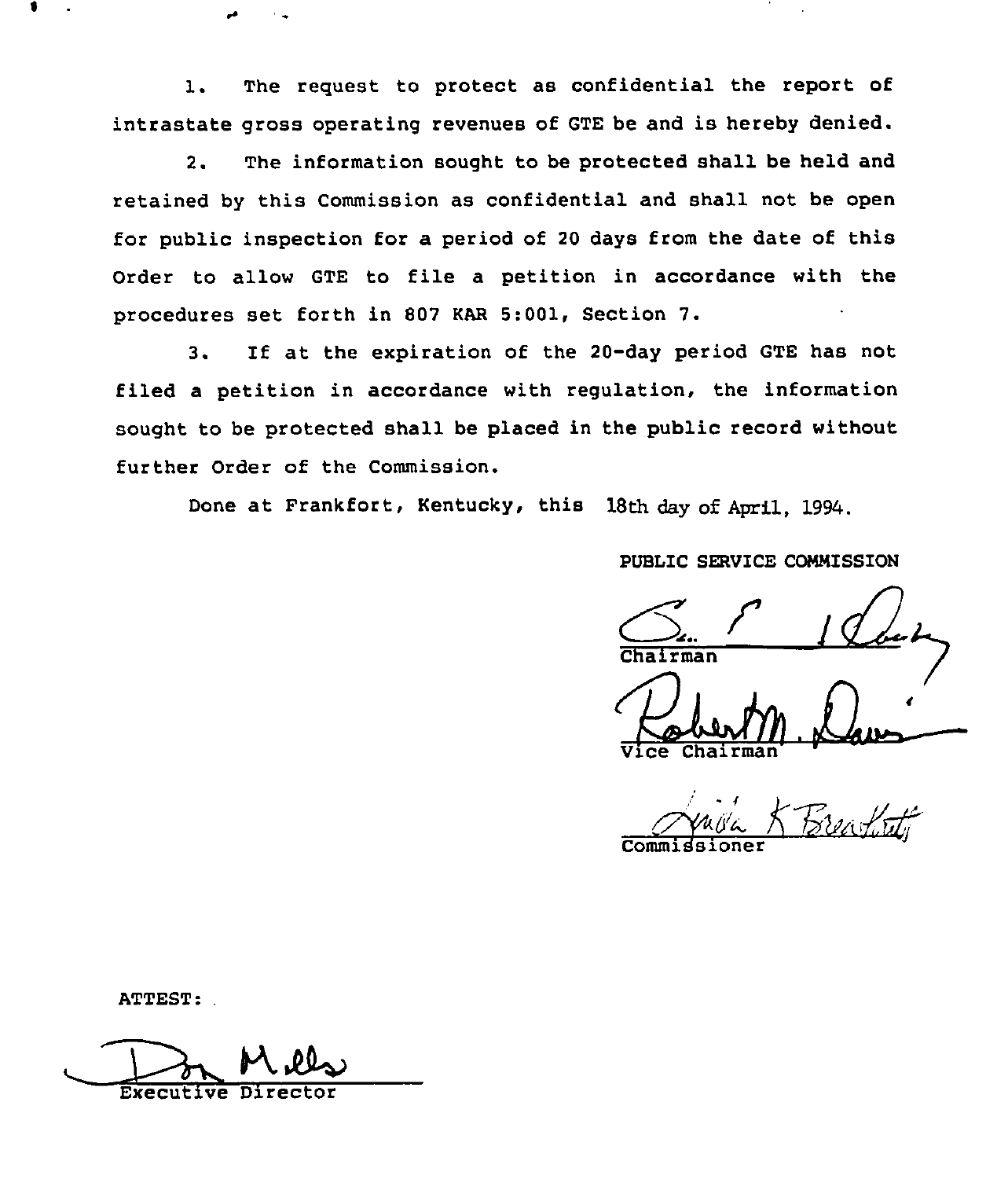1. The request to protect as confidential the report of intrastate gross operating revenues of GTE be and is hereby denied.

2. The information sought to be protected shall be held and retained by this Commission as confidential and shall not be open for public inspection for a period of 20 days from the date of this Order to allow GTE to file a petition in accordance with the procedures set forth in 807 KAR 5:001, Section 7.

3. If at the expiration of the 20-day period GTE has not filed a petition in accordance with regulation, the information sought to be protected shall be placed in the public record without further Order of the Commission.

Done at Frankfort, Kentucky, this 18th day of April, 1994.

PUBLIC SERVICE COMMISSION

Chairman

Vice Chairman

Commissioner

ATTEST:

Executive Director